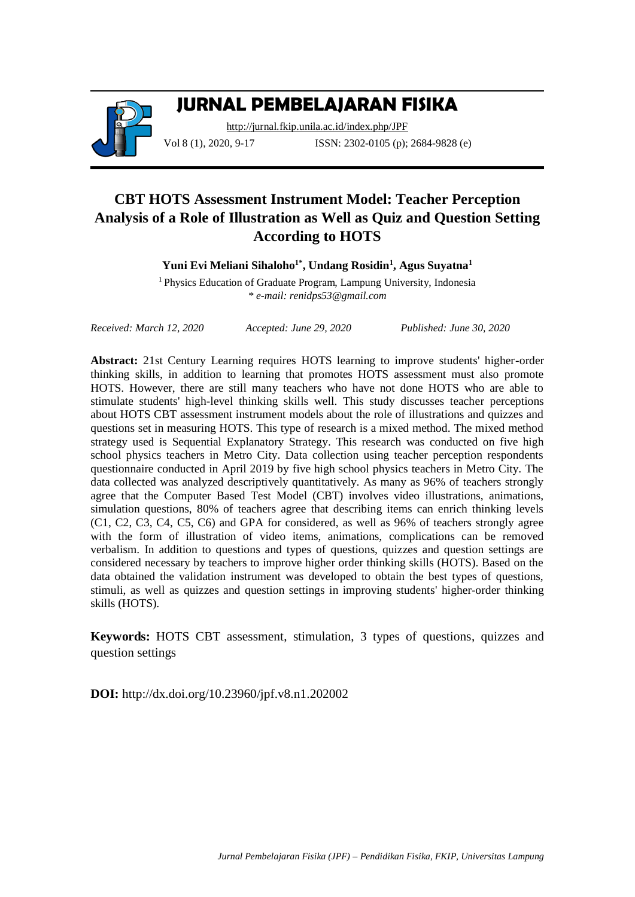# JURNAL PEMBELAJARAN FISIKA

http://jurnal.fkip.unila.ac.id/index.php/JPF

Vol 8 (1), 2020, 9-17 ISSN: 2302-0105 (p); 2684-9828 (e)

## CBT HOTS Assessment Instrument Model: Teacher Perception Analysis of a Role of Illustration as Well as Quiz and Question Setting According to HOTS

**Yuni Evi Meliani Sihaloho[1*], Undang Rosidin[1], Agus Suyatna[1]**

[1] Physics Education of Graduate Program, Lampung University, Indonesia

*\* e-mail: renidps53@gmail.com*

*Received: March 12, 2020* *Accepted: June 29, 2020* *Published: June 30, 2020*

**Abstract:** 21st Century Learning requires HOTS learning to improve students' higher-order thinking skills, in addition to learning that promotes HOTS assessment must also promote HOTS. However, there are still many teachers who have not done HOTS who are able to stimulate students' high-level thinking skills well. This study discusses teacher perceptions about HOTS CBT assessment instrument models about the role of illustrations and quizzes and questions set in measuring HOTS. This type of research is a mixed method. The mixed method strategy used is Sequential Explanatory Strategy. This research was conducted on five high school physics teachers in Metro City. Data collection using teacher perception respondents questionnaire conducted in April 2019 by five high school physics teachers in Metro City. The data collected was analyzed descriptively quantitatively. As many as 96% of teachers strongly agree that the Computer Based Test Model (CBT) involves video illustrations, animations, simulation questions, 80% of teachers agree that describing items can enrich thinking levels (C1, C2, C3, C4, C5, C6) and GPA for considered, as well as 96% of teachers strongly agree with the form of illustration of video items, animations, complications can be removed verbalism. In addition to questions and types of questions, quizzes and question settings are considered necessary by teachers to improve higher order thinking skills (HOTS). Based on the data obtained the validation instrument was developed to obtain the best types of questions, stimuli, as well as quizzes and question settings in improving students' higher-order thinking skills (HOTS).

**Keywords:** HOTS CBT assessment, stimulation, 3 types of questions, quizzes and question settings

**DOI:** http://dx.doi.org/10.23960/jpf.v8.n1.202002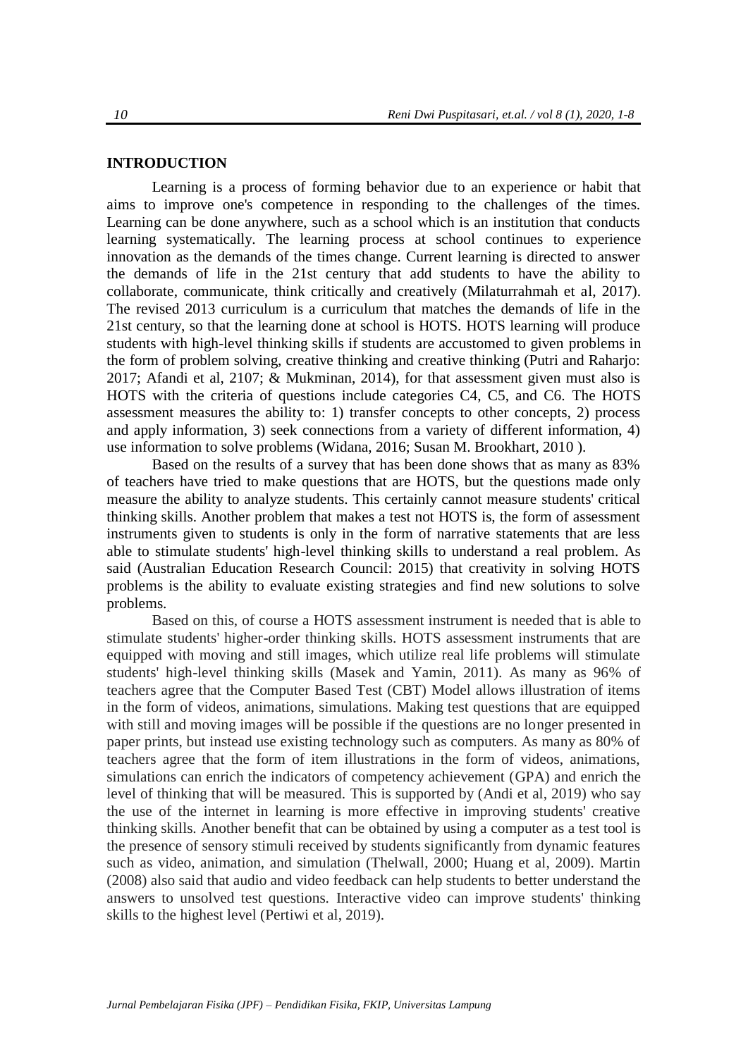## INTRODUCTION

Learning is a process of forming behavior due to an experience or habit that aims to improve one's competence in responding to the challenges of the times. Learning can be done anywhere, such as a school which is an institution that conducts learning systematically. The learning process at school continues to experience innovation as the demands of the times change. Current learning is directed to answer the demands of life in the 21st century that add students to have the ability to collaborate, communicate, think critically and creatively (Milaturrahmah et al, 2017). The revised 2013 curriculum is a curriculum that matches the demands of life in the 21st century, so that the learning done at school is HOTS. HOTS learning will produce students with high-level thinking skills if students are accustomed to given problems in the form of problem solving, creative thinking and creative thinking (Putri and Raharjo: 2017; Afandi et al, 2107; & Mukminan, 2014), for that assessment given must also is HOTS with the criteria of questions include categories C4, C5, and C6. The HOTS assessment measures the ability to: 1) transfer concepts to other concepts, 2) process and apply information, 3) seek connections from a variety of different information, 4) use information to solve problems (Widana, 2016; Susan M. Brookhart, 2010 ).

Based on the results of a survey that has been done shows that as many as 83% of teachers have tried to make questions that are HOTS, but the questions made only measure the ability to analyze students. This certainly cannot measure students' critical thinking skills. Another problem that makes a test not HOTS is, the form of assessment instruments given to students is only in the form of narrative statements that are less able to stimulate students' high-level thinking skills to understand a real problem. As said (Australian Education Research Council: 2015) that creativity in solving HOTS problems is the ability to evaluate existing strategies and find new solutions to solve problems.

Based on this, of course a HOTS assessment instrument is needed that is able to stimulate students' higher-order thinking skills. HOTS assessment instruments that are equipped with moving and still images, which utilize real life problems will stimulate students' high-level thinking skills (Masek and Yamin, 2011). As many as 96% of teachers agree that the Computer Based Test (CBT) Model allows illustration of items in the form of videos, animations, simulations. Making test questions that are equipped with still and moving images will be possible if the questions are no longer presented in paper prints, but instead use existing technology such as computers. As many as 80% of teachers agree that the form of item illustrations in the form of videos, animations, simulations can enrich the indicators of competency achievement (GPA) and enrich the level of thinking that will be measured. This is supported by (Andi et al, 2019) who say the use of the internet in learning is more effective in improving students' creative thinking skills. Another benefit that can be obtained by using a computer as a test tool is the presence of sensory stimuli received by students significantly from dynamic features such as video, animation, and simulation (Thelwall, 2000; Huang et al, 2009). Martin (2008) also said that audio and video feedback can help students to better understand the answers to unsolved test questions. Interactive video can improve students' thinking skills to the highest level (Pertiwi et al, 2019).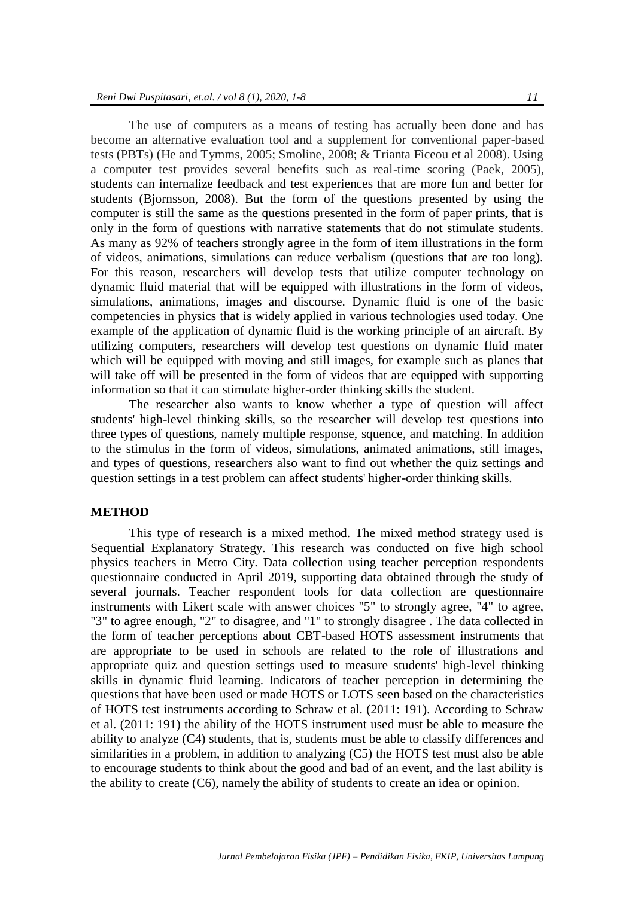The use of computers as a means of testing has actually been done and has become an alternative evaluation tool and a supplement for conventional paper-based tests (PBTs) (He and Tymms, 2005; Smoline, 2008; & Trianta Ficeou et al 2008). Using a computer test provides several benefits such as real-time scoring (Paek, 2005), students can internalize feedback and test experiences that are more fun and better for students (Bjornsson, 2008). But the form of the questions presented by using the computer is still the same as the questions presented in the form of paper prints, that is only in the form of questions with narrative statements that do not stimulate students. As many as 92% of teachers strongly agree in the form of item illustrations in the form of videos, animations, simulations can reduce verbalism (questions that are too long). For this reason, researchers will develop tests that utilize computer technology on dynamic fluid material that will be equipped with illustrations in the form of videos, simulations, animations, images and discourse. Dynamic fluid is one of the basic competencies in physics that is widely applied in various technologies used today. One example of the application of dynamic fluid is the working principle of an aircraft. By utilizing computers, researchers will develop test questions on dynamic fluid mater which will be equipped with moving and still images, for example such as planes that will take off will be presented in the form of videos that are equipped with supporting information so that it can stimulate higher-order thinking skills the student.

The researcher also wants to know whether a type of question will affect students' high-level thinking skills, so the researcher will develop test questions into three types of questions, namely multiple response, squence, and matching. In addition to the stimulus in the form of videos, simulations, animated animations, still images, and types of questions, researchers also want to find out whether the quiz settings and question settings in a test problem can affect students' higher-order thinking skills.

## METHOD

This type of research is a mixed method. The mixed method strategy used is Sequential Explanatory Strategy. This research was conducted on five high school physics teachers in Metro City. Data collection using teacher perception respondents questionnaire conducted in April 2019, supporting data obtained through the study of several journals. Teacher respondent tools for data collection are questionnaire instruments with Likert scale with answer choices "5" to strongly agree, "4" to agree, "3" to agree enough, "2" to disagree, and "1" to strongly disagree . The data collected in the form of teacher perceptions about CBT-based HOTS assessment instruments that are appropriate to be used in schools are related to the role of illustrations and appropriate quiz and question settings used to measure students' high-level thinking skills in dynamic fluid learning. Indicators of teacher perception in determining the questions that have been used or made HOTS or LOTS seen based on the characteristics of HOTS test instruments according to Schraw et al. (2011: 191). According to Schraw et al. (2011: 191) the ability of the HOTS instrument used must be able to measure the ability to analyze (C4) students, that is, students must be able to classify differences and similarities in a problem, in addition to analyzing (C5) the HOTS test must also be able to encourage students to think about the good and bad of an event, and the last ability is the ability to create (C6), namely the ability of students to create an idea or opinion.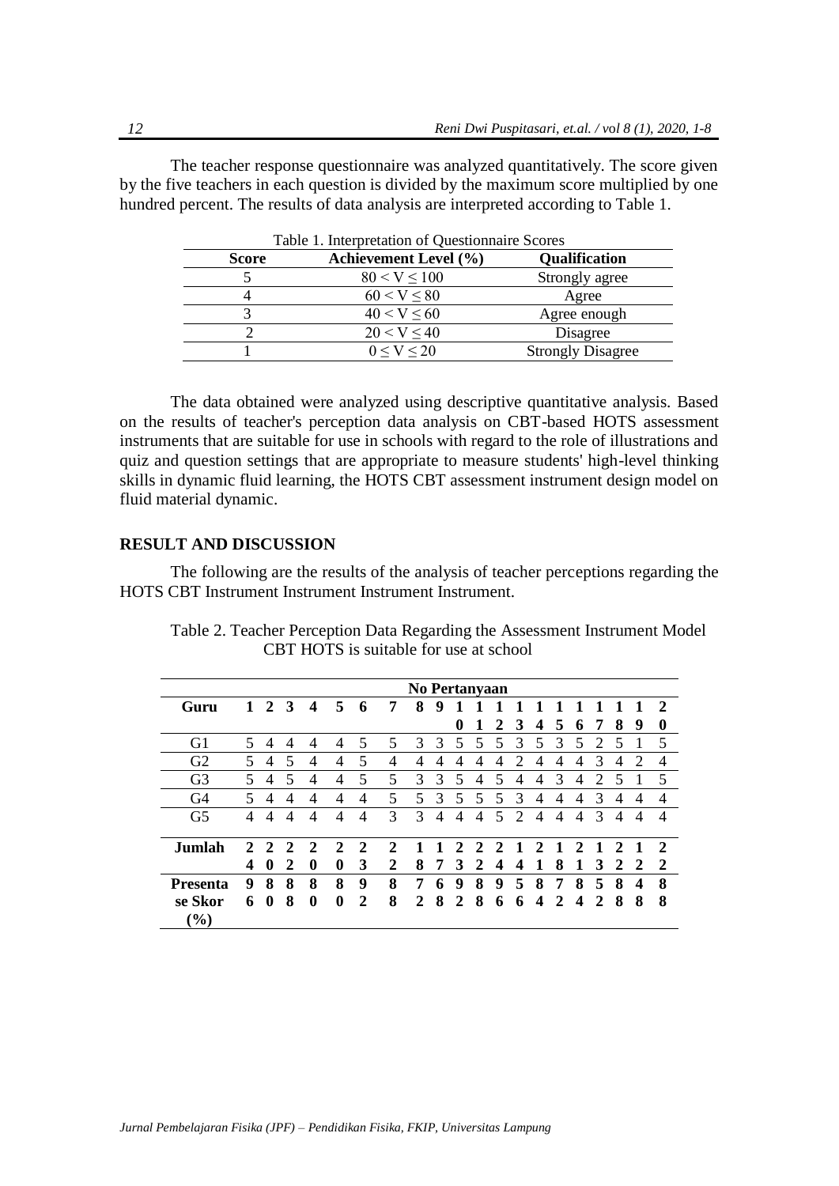The teacher response questionnaire was analyzed quantitatively. The score given by the five teachers in each question is divided by the maximum score multiplied by one hundred percent. The results of data analysis are interpreted according to Table 1.

Table 1. Interpretation of Questionnaire Scores

| Score | Achievement Level (%) | Qualification |
|---|---|---|
| 5 | $80 < V \leq 100$ | Strongly agree |
| 4 | $60 < V \leq 80$ | Agree |
| 3 | $40 < V \leq 60$ | Agree enough |
| 2 | $20 < V \leq 40$ | Disagree |
| 1 | $0 \leq V \leq 20$ | Strongly Disagree |

The data obtained were analyzed using descriptive quantitative analysis. Based on the results of teacher's perception data analysis on CBT-based HOTS assessment instruments that are suitable for use in schools with regard to the role of illustrations and quiz and question settings that are appropriate to measure students' high-level thinking skills in dynamic fluid learning, the HOTS CBT assessment instrument design model on fluid material dynamic.

## RESULT AND DISCUSSION

The following are the results of the analysis of teacher perceptions regarding the HOTS CBT Instrument Instrument Instrument Instrument.

Table 2. Teacher Perception Data Regarding the Assessment Instrument Model CBT HOTS is suitable for use at school

| | No Pertanyaan | | | | | | | | | | | | | | | | | | | |
|---|---|---|---|---|---|---|---|---|---|---|---|---|---|---|---|---|---|---|---|---|
| **Guru** | **1** | **2** | **3** | **4** | **5** | **6** | **7** | **8** | **9** | **10** | **11** | **12** | **13** | **14** | **15** | **16** | **17** | **18** | **19** | **20** |
| G1 | 5 | 4 | 4 | 4 | 4 | 5 | 5 | 3 | 3 | 5 | 5 | 5 | 3 | 5 | 3 | 5 | 2 | 5 | 1 | 5 |
| G2 | 5 | 4 | 5 | 4 | 4 | 5 | 4 | 4 | 4 | 4 | 4 | 4 | 2 | 4 | 4 | 4 | 3 | 4 | 2 | 4 |
| G3 | 5 | 4 | 5 | 4 | 4 | 5 | 5 | 3 | 3 | 5 | 4 | 5 | 4 | 4 | 3 | 4 | 2 | 5 | 1 | 5 |
| G4 | 5 | 4 | 4 | 4 | 4 | 4 | 5 | 5 | 3 | 5 | 5 | 5 | 3 | 4 | 4 | 4 | 3 | 4 | 4 | 4 |
| G5 | 4 | 4 | 4 | 4 | 4 | 4 | 3 | 3 | 4 | 4 | 4 | 5 | 2 | 4 | 4 | 4 | 3 | 4 | 4 | 4 |
| **Jumlah** | **24** | **20** | **22** | **20** | **20** | **23** | **22** | **18** | **17** | **23** | **22** | **24** | **14** | **21** | **18** | **21** | **13** | **22** | **12** | **22** |
| **Presentase Skor (%)** | **96** | **80** | **88** | **80** | **80** | **92** | **88** | **72** | **68** | **92** | **88** | **96** | **56** | **84** | **72** | **84** | **52** | **88** | **48** | **88** |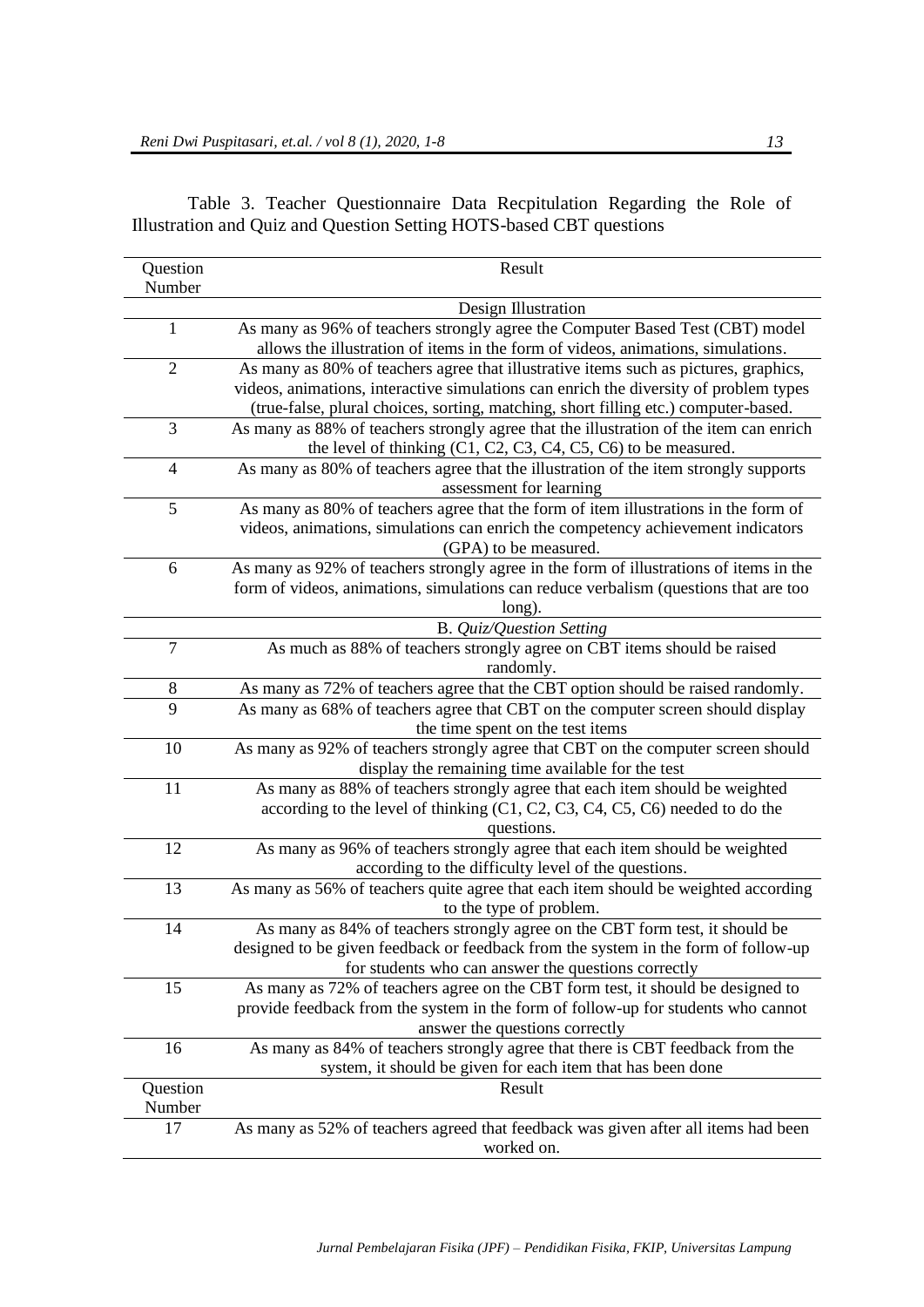Table 3. Teacher Questionnaire Data Recpitulation Regarding the Role of Illustration and Quiz and Question Setting HOTS-based CBT questions

| Question Number | Result |
|---|---|
| | Design Illustration |
| 1 | As many as 96% of teachers strongly agree the Computer Based Test (CBT) model allows the illustration of items in the form of videos, animations, simulations. |
| 2 | As many as 80% of teachers agree that illustrative items such as pictures, graphics, videos, animations, interactive simulations can enrich the diversity of problem types (true-false, plural choices, sorting, matching, short filling etc.) computer-based. |
| 3 | As many as 88% of teachers strongly agree that the illustration of the item can enrich the level of thinking (C1, C2, C3, C4, C5, C6) to be measured. |
| 4 | As many as 80% of teachers agree that the illustration of the item strongly supports assessment for learning |
| 5 | As many as 80% of teachers agree that the form of item illustrations in the form of videos, animations, simulations can enrich the competency achievement indicators (GPA) to be measured. |
| 6 | As many as 92% of teachers strongly agree in the form of illustrations of items in the form of videos, animations, simulations can reduce verbalism (questions that are too long). |
| | B. *Quiz/Question Setting* |
| 7 | As much as 88% of teachers strongly agree on CBT items should be raised randomly. |
| 8 | As many as 72% of teachers agree that the CBT option should be raised randomly. |
| 9 | As many as 68% of teachers agree that CBT on the computer screen should display the time spent on the test items |
| 10 | As many as 92% of teachers strongly agree that CBT on the computer screen should display the remaining time available for the test |
| 11 | As many as 88% of teachers strongly agree that each item should be weighted according to the level of thinking (C1, C2, C3, C4, C5, C6) needed to do the questions. |
| 12 | As many as 96% of teachers strongly agree that each item should be weighted according to the difficulty level of the questions. |
| 13 | As many as 56% of teachers quite agree that each item should be weighted according to the type of problem. |
| 14 | As many as 84% of teachers strongly agree on the CBT form test, it should be designed to be given feedback or feedback from the system in the form of follow-up for students who can answer the questions correctly |
| 15 | As many as 72% of teachers agree on the CBT form test, it should be designed to provide feedback from the system in the form of follow-up for students who cannot answer the questions correctly |
| 16 | As many as 84% of teachers strongly agree that there is CBT feedback from the system, it should be given for each item that has been done |
| 17 | As many as 52% of teachers agreed that feedback was given after all items had been worked on. |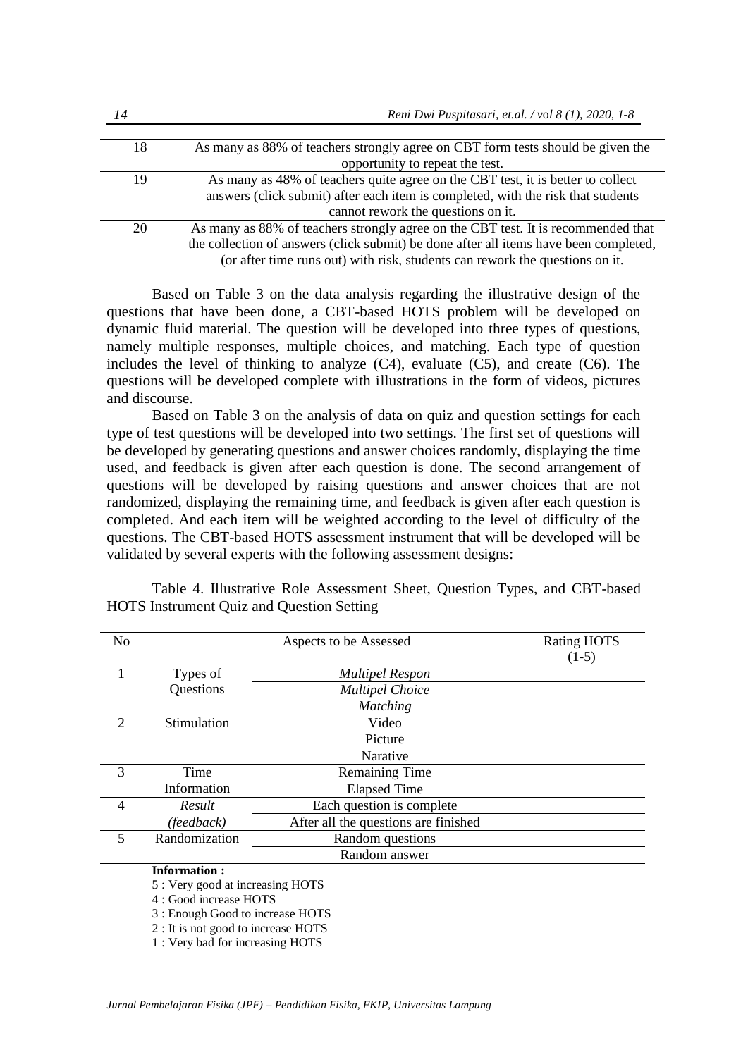| 18 | As many as 88% of teachers strongly agree on CBT form tests should be given the opportunity to repeat the test. |
|---|---|
| 19 | As many as 48% of teachers quite agree on the CBT test, it is better to collect answers (click submit) after each item is completed, with the risk that students cannot rework the questions on it. |
| 20 | As many as 88% of teachers strongly agree on the CBT test. It is recommended that the collection of answers (click submit) be done after all items have been completed, (or after time runs out) with risk, students can rework the questions on it. |

Based on Table 3 on the data analysis regarding the illustrative design of the questions that have been done, a CBT-based HOTS problem will be developed on dynamic fluid material. The question will be developed into three types of questions, namely multiple responses, multiple choices, and matching. Each type of question includes the level of thinking to analyze (C4), evaluate (C5), and create (C6). The questions will be developed complete with illustrations in the form of videos, pictures and discourse.

Based on Table 3 on the analysis of data on quiz and question settings for each type of test questions will be developed into two settings. The first set of questions will be developed by generating questions and answer choices randomly, displaying the time used, and feedback is given after each question is done. The second arrangement of questions will be developed by raising questions and answer choices that are not randomized, displaying the remaining time, and feedback is given after each question is completed. And each item will be weighted according to the level of difficulty of the questions. The CBT-based HOTS assessment instrument that will be developed will be validated by several experts with the following assessment designs:

Table 4. Illustrative Role Assessment Sheet, Question Types, and CBT-based HOTS Instrument Quiz and Question Setting

| No | Aspects to be Assessed | | Rating HOTS (1-5) |
|---|---|---|---|
| 1 | Types of Questions | *Multipel Respon* | |
| | | *Multipel Choice* | |
| | | *Matching* | |
| 2 | Stimulation | Video | |
| | | Picture | |
| | | Narative | |
| 3 | Time Information | Remaining Time | |
| | | Elapsed Time | |
| 4 | *Result (feedback)* | Each question is complete | |
| | | After all the questions are finished | |
| 5 | Randomization | Random questions | |
| | | Random answer | |

**Information :**

5 : Very good at increasing HOTS
4 : Good increase HOTS
3 : Enough Good to increase HOTS
2 : It is not good to increase HOTS
1 : Very bad for increasing HOTS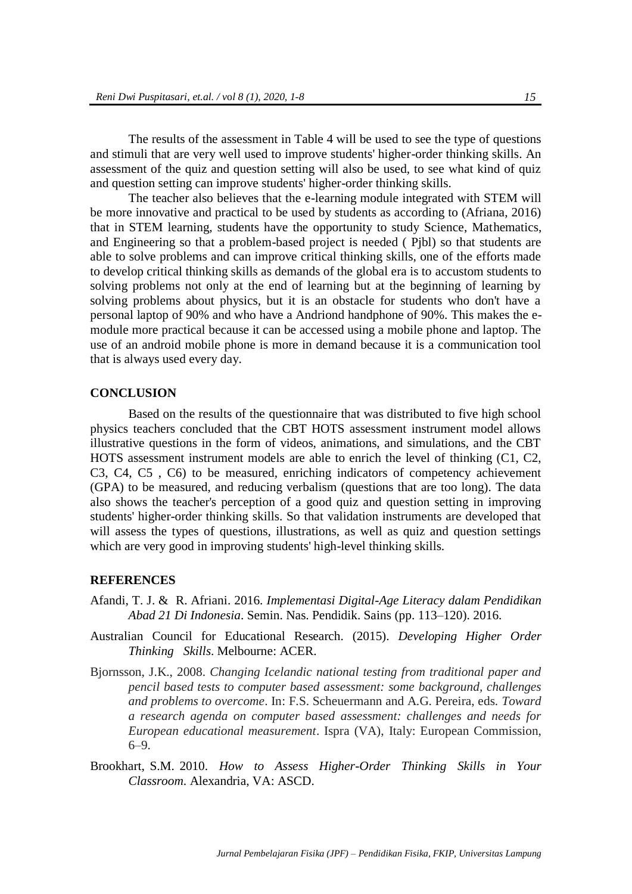The results of the assessment in Table 4 will be used to see the type of questions and stimuli that are very well used to improve students' higher-order thinking skills. An assessment of the quiz and question setting will also be used, to see what kind of quiz and question setting can improve students' higher-order thinking skills.

The teacher also believes that the e-learning module integrated with STEM will be more innovative and practical to be used by students as according to (Afriana, 2016) that in STEM learning, students have the opportunity to study Science, Mathematics, and Engineering so that a problem-based project is needed ( Pjbl) so that students are able to solve problems and can improve critical thinking skills, one of the efforts made to develop critical thinking skills as demands of the global era is to accustom students to solving problems not only at the end of learning but at the beginning of learning by solving problems about physics, but it is an obstacle for students who don't have a personal laptop of 90% and who have a Andriond handphone of 90%. This makes the e-module more practical because it can be accessed using a mobile phone and laptop. The use of an android mobile phone is more in demand because it is a communication tool that is always used every day.

## CONCLUSION

Based on the results of the questionnaire that was distributed to five high school physics teachers concluded that the CBT HOTS assessment instrument model allows illustrative questions in the form of videos, animations, and simulations, and the CBT HOTS assessment instrument models are able to enrich the level of thinking (C1, C2, C3, C4, C5 , C6) to be measured, enriching indicators of competency achievement (GPA) to be measured, and reducing verbalism (questions that are too long). The data also shows the teacher's perception of a good quiz and question setting in improving students' higher-order thinking skills. So that validation instruments are developed that will assess the types of questions, illustrations, as well as quiz and question settings which are very good in improving students' high-level thinking skills.

## REFERENCES

Afandi, T. J. & R. Afriani. 2016. *Implementasi Digital-Age Literacy dalam Pendidikan Abad 21 Di Indonesia*. Semin. Nas. Pendidik. Sains (pp. 113–120). 2016.

Australian Council for Educational Research. (2015). *Developing Higher Order Thinking Skills*. Melbourne: ACER.

Bjornsson, J.K., 2008. *Changing Icelandic national testing from traditional paper and pencil based tests to computer based assessment: some background, challenges and problems to overcome*. In: F.S. Scheuermann and A.G. Pereira, eds. *Toward a research agenda on computer based assessment: challenges and needs for European educational measurement*. Ispra (VA), Italy: European Commission, 6–9.

Brookhart, S.M. 2010. *How to Assess Higher-Order Thinking Skills in Your Classroom*. Alexandria, VA: ASCD.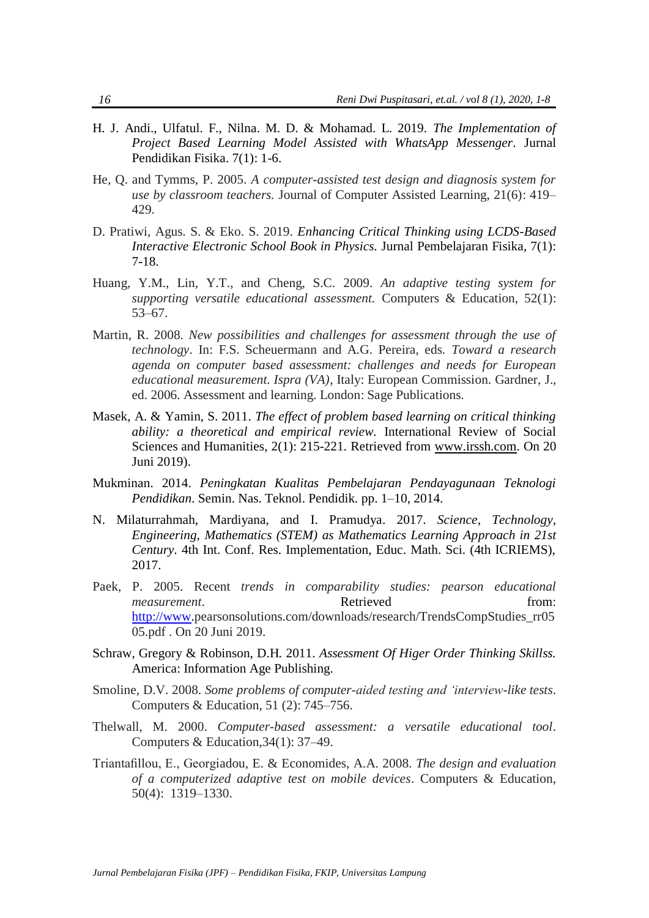H. J. Andi., Ulfatul. F., Nilna. M. D. & Mohamad. L. 2019. *The Implementation of Project Based Learning Model Assisted with WhatsApp Messenger*. Jurnal Pendidikan Fisika. 7(1): 1-6.

He, Q. and Tymms, P. 2005. *A computer-assisted test design and diagnosis system for use by classroom teachers.* Journal of Computer Assisted Learning, 21(6): 419–429.

D. Pratiwi, Agus. S. & Eko. S. 2019. *Enhancing Critical Thinking using LCDS-Based Interactive Electronic School Book in Physics.* Jurnal Pembelajaran Fisika, 7(1): 7-18.

Huang, Y.M., Lin, Y.T., and Cheng, S.C. 2009. *An adaptive testing system for supporting versatile educational assessment.* Computers & Education, 52(1): 53–67.

Martin, R. 2008. *New possibilities and challenges for assessment through the use of technology*. In: F.S. Scheuermann and A.G. Pereira, eds. *Toward a research agenda on computer based assessment: challenges and needs for European educational measurement. Ispra (VA)*, Italy: European Commission. Gardner, J., ed. 2006. Assessment and learning. London: Sage Publications.

Masek, A. & Yamin, S. 2011. *The effect of problem based learning on critical thinking ability: a theoretical and empirical review.* International Review of Social Sciences and Humanities, 2(1): 215-221. Retrieved from www.irssh.com. On 20 Juni 2019).

Mukminan. 2014. *Peningkatan Kualitas Pembelajaran Pendayagunaan Teknologi Pendidikan*. Semin. Nas. Teknol. Pendidik. pp. 1–10, 2014.

N. Milaturrahmah, Mardiyana, and I. Pramudya. 2017. *Science, Technology, Engineering, Mathematics (STEM) as Mathematics Learning Approach in 21st Century*. 4th Int. Conf. Res. Implementation, Educ. Math. Sci. (4th ICRIEMS), 2017.

Paek, P. 2005. Recent *trends in comparability studies: pearson educational measurement*. Retrieved from: http://www.pearsonsolutions.com/downloads/research/TrendsCompStudies_rr0505.pdf . On 20 Juni 2019.

Schraw, Gregory & Robinson, D.H. 2011. *Assessment Of Higer Order Thinking Skillss.* America: Information Age Publishing.

Smoline, D.V. 2008. *Some problems of computer-aided testing and 'interview-like tests*. Computers & Education, 51 (2): 745–756.

Thelwall, M. 2000. *Computer-based assessment: a versatile educational tool*. Computers & Education,34(1): 37–49.

Triantafillou, E., Georgiadou, E. & Economides, A.A. 2008. *The design and evaluation of a computerized adaptive test on mobile devices*. Computers & Education, 50(4): 1319–1330.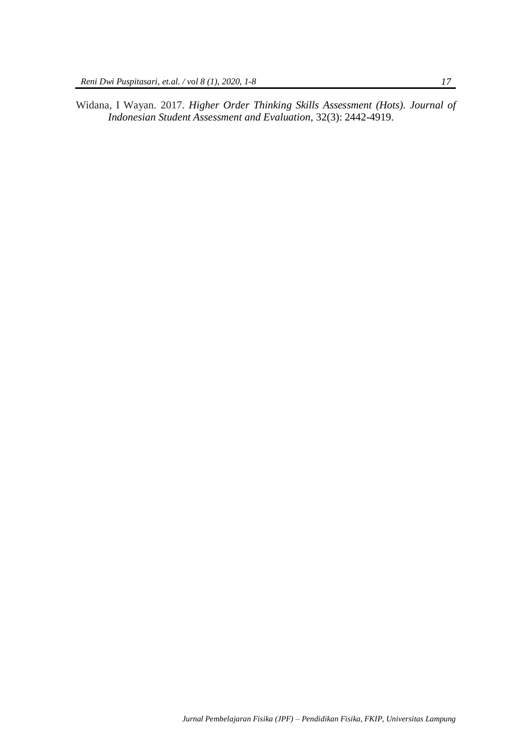Widana, I Wayan. 2017. *Higher Order Thinking Skills Assessment (Hots). Journal of Indonesian Student Assessment and Evaluation,* 32(3): 2442-4919.